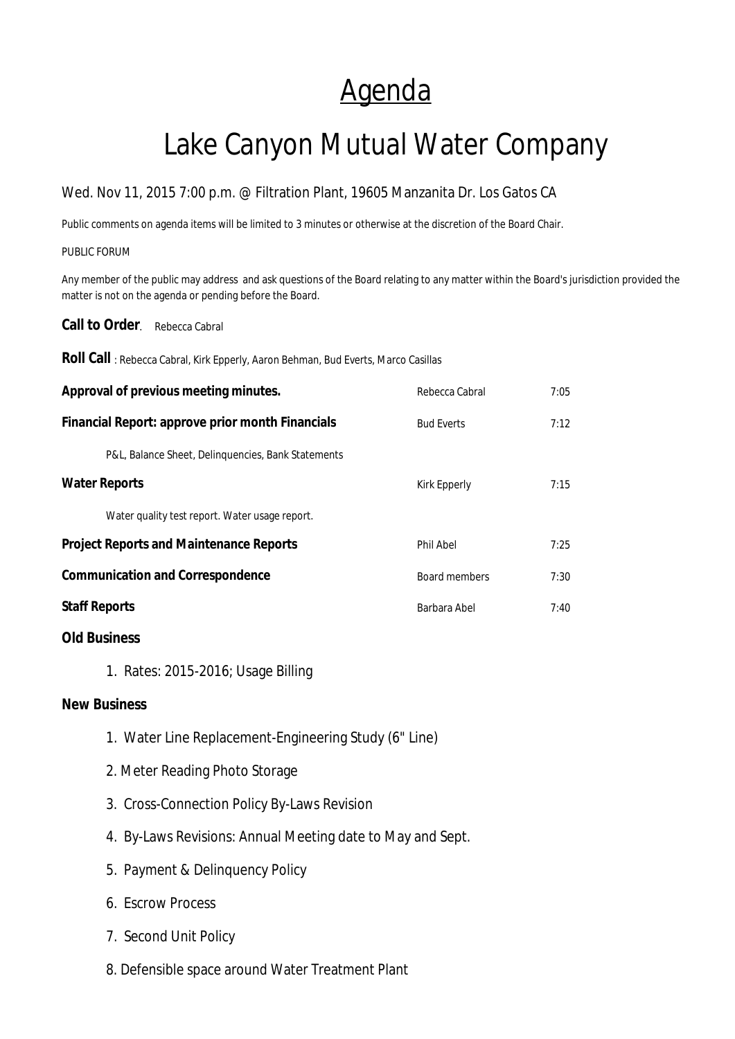# Agenda

# Lake Canyon Mutual Water Company

Wed. Nov 11, 2015 7:00 p.m. @ Filtration Plant, 19605 Manzanita Dr. Los Gatos CA

Public comments on agenda items will be limited to 3 minutes or otherwise at the discretion of the Board Chair.

PUBLIC FORUM

Any member of the public may address and ask questions of the Board relating to any matter within the Board's jurisdiction provided the matter is not on the agenda or pending before the Board.

**Call to Order**. Rebecca Cabral

**Roll Call** : Rebecca Cabral, Kirk Epperly, Aaron Behman, Bud Everts, Marco Casillas

| | | |
|---|---|---|
| **Approval of previous meeting minutes.** | Rebecca Cabral | 7:05 |
| **Financial Report: approve prior month Financials** | Bud Everts | 7:12 |
| P&L, Balance Sheet, Delinquencies, Bank Statements | | |
| **Water Reports** | Kirk Epperly | 7:15 |
| Water quality test report. Water usage report. | | |
| **Project Reports and Maintenance Reports** | Phil Abel | 7:25 |
| **Communication and Correspondence** | Board members | 7:30 |
| **Staff Reports** | Barbara Abel | 7:40 |

**Old Business**

1. Rates: 2015-2016; Usage Billing

**New Business**

1. Water Line Replacement-Engineering Study (6" Line)
2. Meter Reading Photo Storage
3. Cross-Connection Policy By-Laws Revision
4. By-Laws Revisions: Annual Meeting date to May and Sept.
5. Payment & Delinquency Policy
6. Escrow Process
7. Second Unit Policy
8. Defensible space around Water Treatment Plant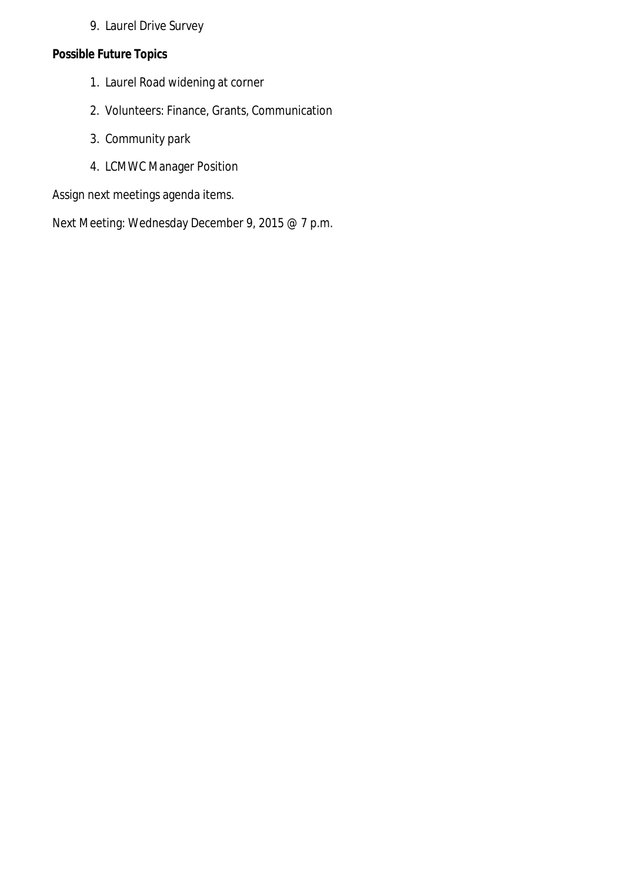9. Laurel Drive Survey

**Possible Future Topics**

1. Laurel Road widening at corner
2. Volunteers: Finance, Grants, Communication
3. Community park
4. LCMWC Manager Position

Assign next meetings agenda items.

Next Meeting: Wednesday December 9, 2015 @ 7 p.m.